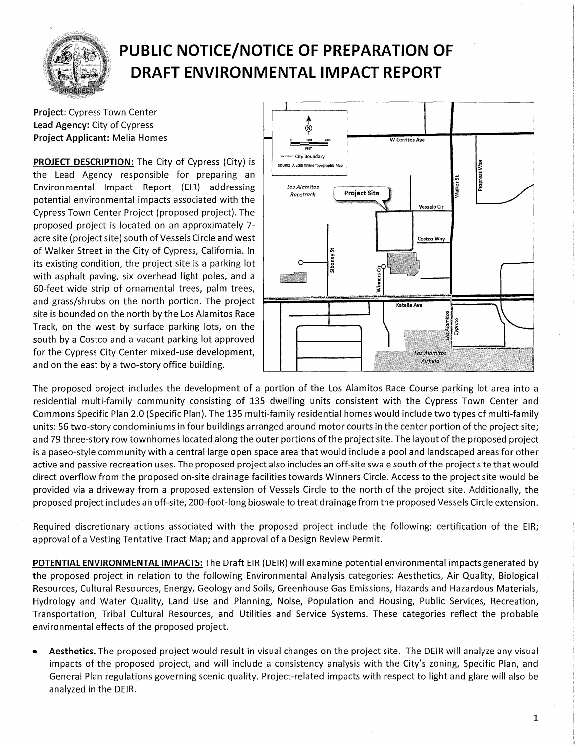# PUBLIC NOTICE/NOTICE OF PREPARATION OF DRAFT ENVIRONMENTAL IMPACT REPORT

**Project**: Cypress Town Center
**Lead Agency:** City of Cypress
**Project Applicant:** Melia Homes

**PROJECT DESCRIPTION:** The City of Cypress (City) is the Lead Agency responsible for preparing an Environmental Impact Report (EIR) addressing potential environmental impacts associated with the Cypress Town Center Project (proposed project). The proposed project is located on an approximately 7-acre site (project site) south of Vessels Circle and west of Walker Street in the City of Cypress, California. In its existing condition, the project site is a parking lot with asphalt paving, six overhead light poles, and a 60-feet wide strip of ornamental trees, palm trees, and grass/shrubs on the north portion. The project site is bounded on the north by the Los Alamitos Race Track, on the west by surface parking lots, on the south by a Costco and a vacant parking lot approved for the Cypress City Center mixed-use development, and on the east by a two-story office building.

The proposed project includes the development of a portion of the Los Alamitos Race Course parking lot area into a residential multi-family community consisting of 135 dwelling units consistent with the Cypress Town Center and Commons Specific Plan 2.0 (Specific Plan). The 135 multi-family residential homes would include two types of multi-family units: 56 two-story condominiums in four buildings arranged around motor courts in the center portion of the project site; and 79 three-story row townhomes located along the outer portions of the project site. The layout of the proposed project is a paseo-style community with a central large open space area that would include a pool and landscaped areas for other active and passive recreation uses. The proposed project also includes an off-site swale south of the project site that would direct overflow from the proposed on-site drainage facilities towards Winners Circle. Access to the project site would be provided via a driveway from a proposed extension of Vessels Circle to the north of the project site. Additionally, the proposed project includes an off-site, 200-foot-long bioswale to treat drainage from the proposed Vessels Circle extension.

Required discretionary actions associated with the proposed project include the following: certification of the EIR; approval of a Vesting Tentative Tract Map; and approval of a Design Review Permit.

**POTENTIAL ENVIRONMENTAL IMPACTS:** The Draft EIR (DEIR) will examine potential environmental impacts generated by the proposed project in relation to the following Environmental Analysis categories: Aesthetics, Air Quality, Biological Resources, Cultural Resources, Energy, Geology and Soils, Greenhouse Gas Emissions, Hazards and Hazardous Materials, Hydrology and Water Quality, Land Use and Planning, Noise, Population and Housing, Public Services, Recreation, Transportation, Tribal Cultural Resources, and Utilities and Service Systems. These categories reflect the probable environmental effects of the proposed project.

- **Aesthetics.** The proposed project would result in visual changes on the project site. The DEIR will analyze any visual impacts of the proposed project, and will include a consistency analysis with the City's zoning, Specific Plan, and General Plan regulations governing scenic quality. Project-related impacts with respect to light and glare will also be analyzed in the DEIR.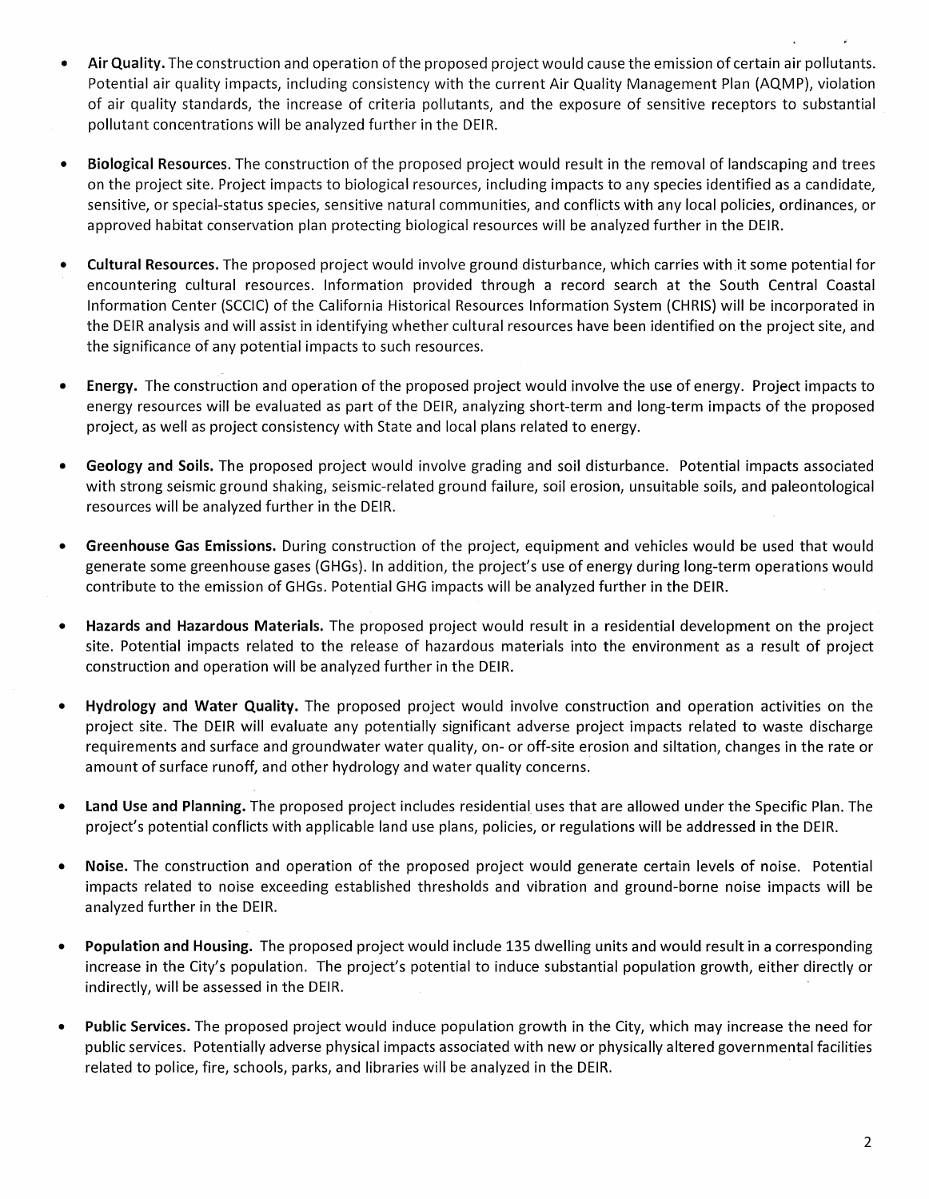- **Air Quality.** The construction and operation of the proposed project would cause the emission of certain air pollutants. Potential air quality impacts, including consistency with the current Air Quality Management Plan (AQMP), violation of air quality standards, the increase of criteria pollutants, and the exposure of sensitive receptors to substantial pollutant concentrations will be analyzed further in the DEIR.

- **Biological Resources.** The construction of the proposed project would result in the removal of landscaping and trees on the project site. Project impacts to biological resources, including impacts to any species identified as a candidate, sensitive, or special-status species, sensitive natural communities, and conflicts with any local policies, ordinances, or approved habitat conservation plan protecting biological resources will be analyzed further in the DEIR.

- **Cultural Resources.** The proposed project would involve ground disturbance, which carries with it some potential for encountering cultural resources. Information provided through a record search at the South Central Coastal Information Center (SCCIC) of the California Historical Resources Information System (CHRIS) will be incorporated in the DEIR analysis and will assist in identifying whether cultural resources have been identified on the project site, and the significance of any potential impacts to such resources.

- **Energy.** The construction and operation of the proposed project would involve the use of energy. Project impacts to energy resources will be evaluated as part of the DEIR, analyzing short-term and long-term impacts of the proposed project, as well as project consistency with State and local plans related to energy.

- **Geology and Soils.** The proposed project would involve grading and soil disturbance. Potential impacts associated with strong seismic ground shaking, seismic-related ground failure, soil erosion, unsuitable soils, and paleontological resources will be analyzed further in the DEIR.

- **Greenhouse Gas Emissions.** During construction of the project, equipment and vehicles would be used that would generate some greenhouse gases (GHGs). In addition, the project's use of energy during long-term operations would contribute to the emission of GHGs. Potential GHG impacts will be analyzed further in the DEIR.

- **Hazards and Hazardous Materials.** The proposed project would result in a residential development on the project site. Potential impacts related to the release of hazardous materials into the environment as a result of project construction and operation will be analyzed further in the DEIR.

- **Hydrology and Water Quality.** The proposed project would involve construction and operation activities on the project site. The DEIR will evaluate any potentially significant adverse project impacts related to waste discharge requirements and surface and groundwater water quality, on- or off-site erosion and siltation, changes in the rate or amount of surface runoff, and other hydrology and water quality concerns.

- **Land Use and Planning.** The proposed project includes residential uses that are allowed under the Specific Plan. The project's potential conflicts with applicable land use plans, policies, or regulations will be addressed in the DEIR.

- **Noise.** The construction and operation of the proposed project would generate certain levels of noise. Potential impacts related to noise exceeding established thresholds and vibration and ground-borne noise impacts will be analyzed further in the DEIR.

- **Population and Housing.** The proposed project would include 135 dwelling units and would result in a corresponding increase in the City's population. The project's potential to induce substantial population growth, either directly or indirectly, will be assessed in the DEIR.

- **Public Services.** The proposed project would induce population growth in the City, which may increase the need for public services. Potentially adverse physical impacts associated with new or physically altered governmental facilities related to police, fire, schools, parks, and libraries will be analyzed in the DEIR.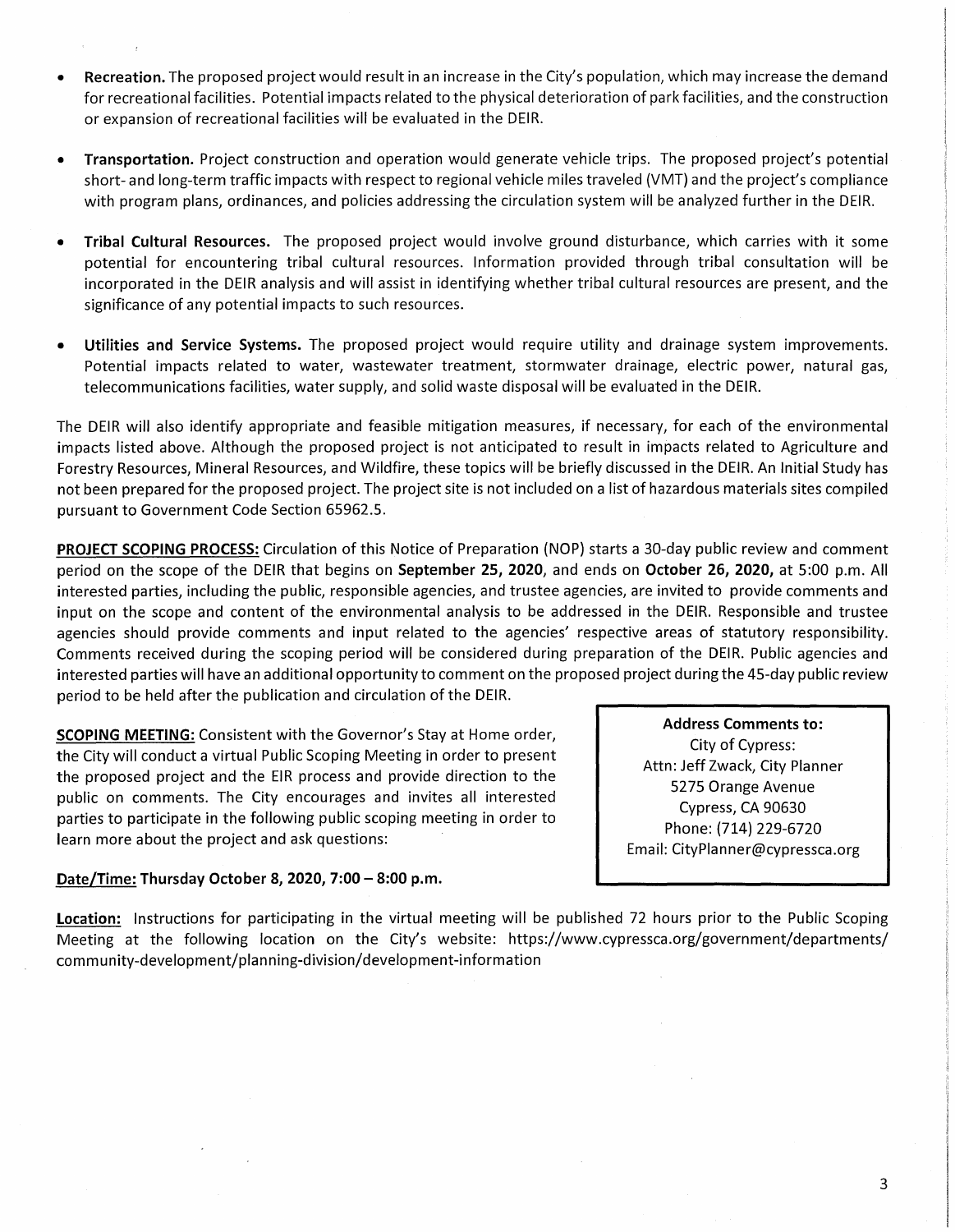- **Recreation.** The proposed project would result in an increase in the City's population, which may increase the demand for recreational facilities. Potential impacts related to the physical deterioration of park facilities, and the construction or expansion of recreational facilities will be evaluated in the DEIR.

- **Transportation.** Project construction and operation would generate vehicle trips. The proposed project's potential short- and long-term traffic impacts with respect to regional vehicle miles traveled (VMT) and the project's compliance with program plans, ordinances, and policies addressing the circulation system will be analyzed further in the DEIR.

- **Tribal Cultural Resources.** The proposed project would involve ground disturbance, which carries with it some potential for encountering tribal cultural resources. Information provided through tribal consultation will be incorporated in the DEIR analysis and will assist in identifying whether tribal cultural resources are present, and the significance of any potential impacts to such resources.

- **Utilities and Service Systems.** The proposed project would require utility and drainage system improvements. Potential impacts related to water, wastewater treatment, stormwater drainage, electric power, natural gas, telecommunications facilities, water supply, and solid waste disposal will be evaluated in the DEIR.

The DEIR will also identify appropriate and feasible mitigation measures, if necessary, for each of the environmental impacts listed above. Although the proposed project is not anticipated to result in impacts related to Agriculture and Forestry Resources, Mineral Resources, and Wildfire, these topics will be briefly discussed in the DEIR. An Initial Study has not been prepared for the proposed project. The project site is not included on a list of hazardous materials sites compiled pursuant to Government Code Section 65962.5.

**PROJECT SCOPING PROCESS:** Circulation of this Notice of Preparation (NOP) starts a 30-day public review and comment period on the scope of the DEIR that begins on **September 25, 2020**, and ends on **October 26, 2020,** at 5:00 p.m. All interested parties, including the public, responsible agencies, and trustee agencies, are invited to provide comments and input on the scope and content of the environmental analysis to be addressed in the DEIR. Responsible and trustee agencies should provide comments and input related to the agencies' respective areas of statutory responsibility. Comments received during the scoping period will be considered during preparation of the DEIR. Public agencies and interested parties will have an additional opportunity to comment on the proposed project during the 45-day public review period to be held after the publication and circulation of the DEIR.

**SCOPING MEETING:** Consistent with the Governor's Stay at Home order, the City will conduct a virtual Public Scoping Meeting in order to present the proposed project and the EIR process and provide direction to the public on comments. The City encourages and invites all interested parties to participate in the following public scoping meeting in order to learn more about the project and ask questions:

**Address Comments to:**
City of Cypress:
Attn: Jeff Zwack, City Planner
5275 Orange Avenue
Cypress, CA 90630
Phone: (714) 229-6720
Email: CityPlanner@cypressca.org

**Date/Time: Thursday October 8, 2020, 7:00 – 8:00 p.m.**

**Location:** Instructions for participating in the virtual meeting will be published 72 hours prior to the Public Scoping Meeting at the following location on the City's website: https://www.cypressca.org/government/departments/community-development/planning-division/development-information